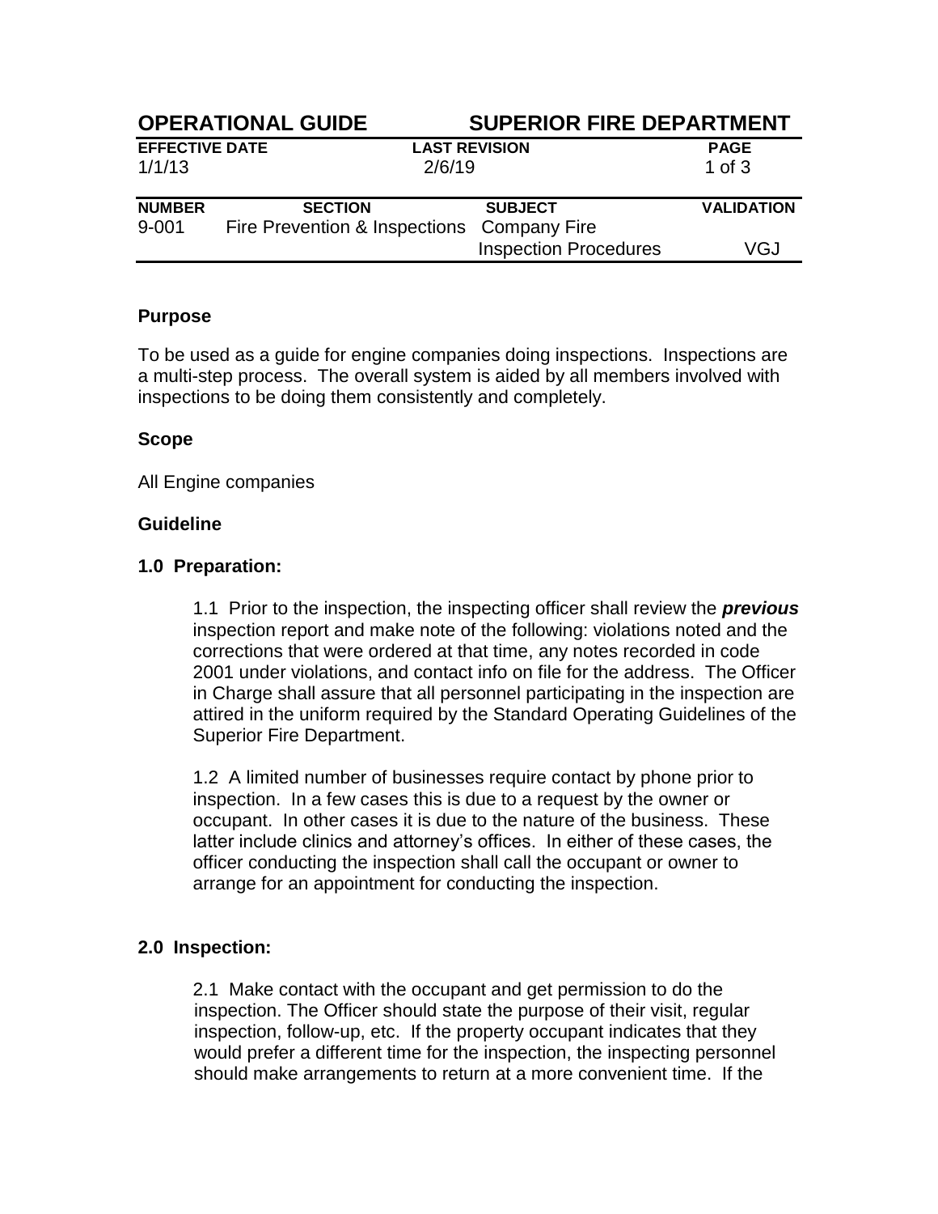| OPERATIONAL GUIDE | | SUPERIOR FIRE DEPARTMENT | |
|---|---|---|---|
| **EFFECTIVE DATE** | | **LAST REVISION** | **PAGE** |
| 1/1/13 | | 2/6/19 | 1 of 3 |
| **NUMBER** | **SECTION** | **SUBJECT** | **VALIDATION** |
| 9-001 | Fire Prevention & Inspections | Company Fire Inspection Procedures | VGJ |

## Purpose

To be used as a guide for engine companies doing inspections. Inspections are a multi-step process. The overall system is aided by all members involved with inspections to be doing them consistently and completely.

## Scope

All Engine companies

## Guideline

### 1.0 Preparation:

1.1 Prior to the inspection, the inspecting officer shall review the ***previous*** inspection report and make note of the following: violations noted and the corrections that were ordered at that time, any notes recorded in code 2001 under violations, and contact info on file for the address. The Officer in Charge shall assure that all personnel participating in the inspection are attired in the uniform required by the Standard Operating Guidelines of the Superior Fire Department.

1.2 A limited number of businesses require contact by phone prior to inspection. In a few cases this is due to a request by the owner or occupant. In other cases it is due to the nature of the business. These latter include clinics and attorney's offices. In either of these cases, the officer conducting the inspection shall call the occupant or owner to arrange for an appointment for conducting the inspection.

### 2.0 Inspection:

2.1 Make contact with the occupant and get permission to do the inspection. The Officer should state the purpose of their visit, regular inspection, follow-up, etc. If the property occupant indicates that they would prefer a different time for the inspection, the inspecting personnel should make arrangements to return at a more convenient time. If the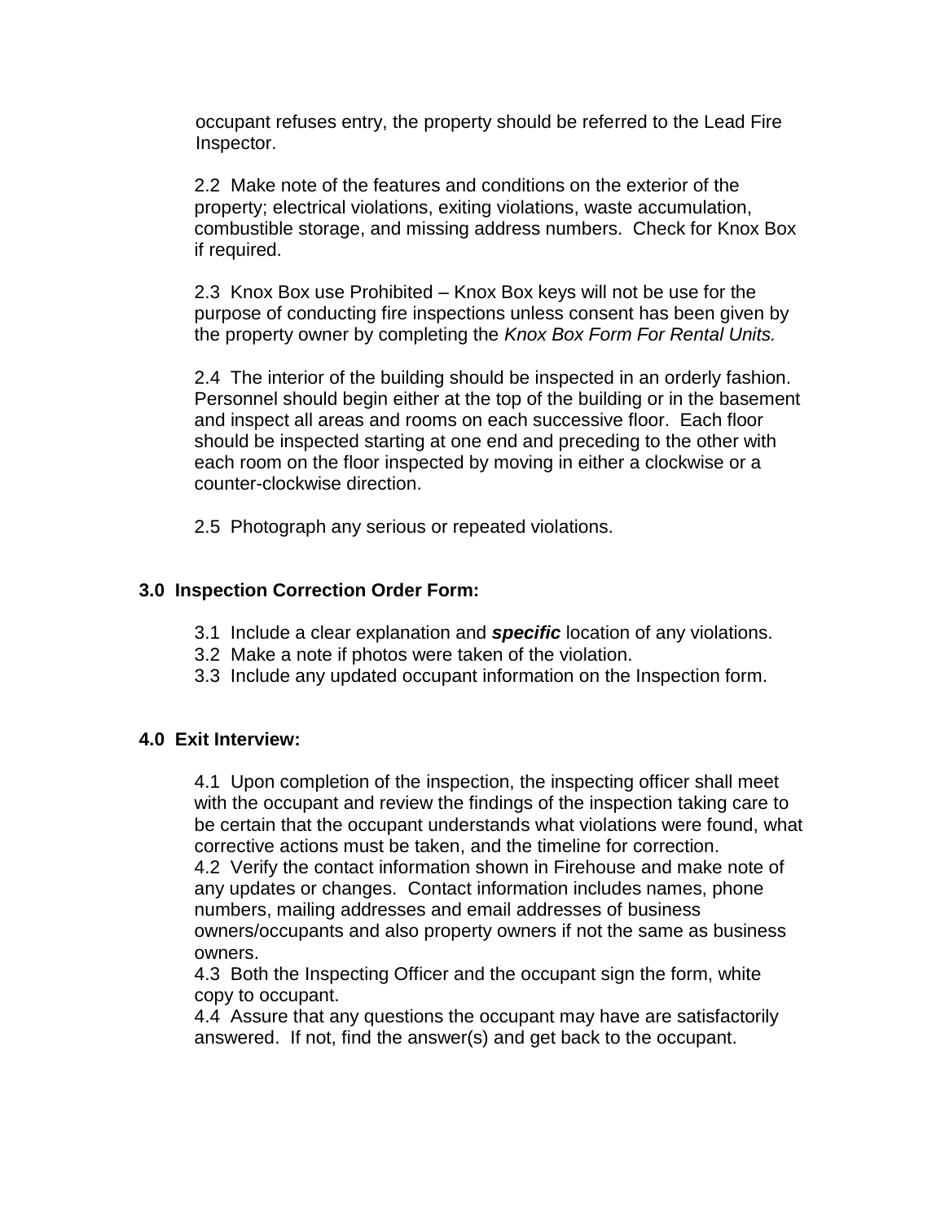occupant refuses entry, the property should be referred to the Lead Fire Inspector.

2.2 Make note of the features and conditions on the exterior of the property; electrical violations, exiting violations, waste accumulation, combustible storage, and missing address numbers. Check for Knox Box if required.

2.3 Knox Box use Prohibited – Knox Box keys will not be use for the purpose of conducting fire inspections unless consent has been given by the property owner by completing the *Knox Box Form For Rental Units.*

2.4 The interior of the building should be inspected in an orderly fashion. Personnel should begin either at the top of the building or in the basement and inspect all areas and rooms on each successive floor. Each floor should be inspected starting at one end and preceding to the other with each room on the floor inspected by moving in either a clockwise or a counter-clockwise direction.

2.5 Photograph any serious or repeated violations.

## 3.0 Inspection Correction Order Form:

3.1 Include a clear explanation and ***specific*** location of any violations.
3.2 Make a note if photos were taken of the violation.
3.3 Include any updated occupant information on the Inspection form.

## 4.0 Exit Interview:

4.1 Upon completion of the inspection, the inspecting officer shall meet with the occupant and review the findings of the inspection taking care to be certain that the occupant understands what violations were found, what corrective actions must be taken, and the timeline for correction.
4.2 Verify the contact information shown in Firehouse and make note of any updates or changes. Contact information includes names, phone numbers, mailing addresses and email addresses of business owners/occupants and also property owners if not the same as business owners.
4.3 Both the Inspecting Officer and the occupant sign the form, white copy to occupant.
4.4 Assure that any questions the occupant may have are satisfactorily answered. If not, find the answer(s) and get back to the occupant.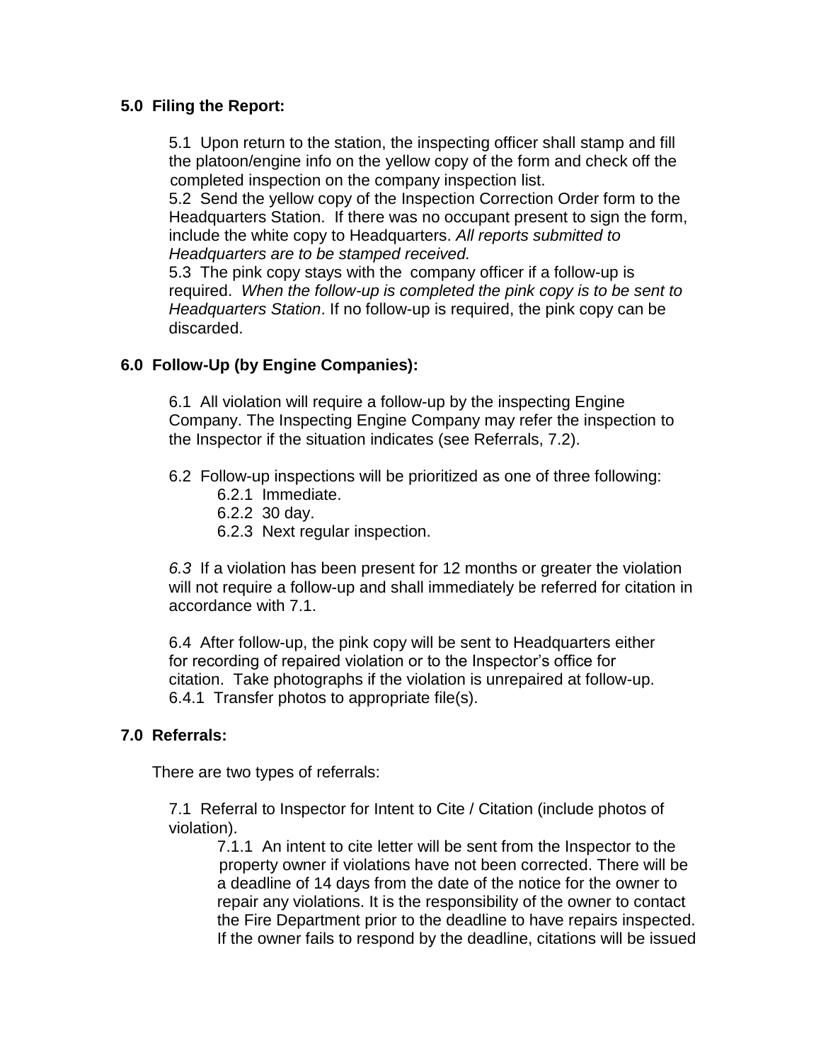## 5.0 Filing the Report:

5.1 Upon return to the station, the inspecting officer shall stamp and fill the platoon/engine info on the yellow copy of the form and check off the completed inspection on the company inspection list.
5.2 Send the yellow copy of the Inspection Correction Order form to the Headquarters Station. If there was no occupant present to sign the form, include the white copy to Headquarters. *All reports submitted to Headquarters are to be stamped received.*
5.3 The pink copy stays with the company officer if a follow-up is required. *When the follow-up is completed the pink copy is to be sent to Headquarters Station*. If no follow-up is required, the pink copy can be discarded.

## 6.0 Follow-Up (by Engine Companies):

6.1 All violation will require a follow-up by the inspecting Engine Company. The Inspecting Engine Company may refer the inspection to the Inspector if the situation indicates (see Referrals, 7.2).

6.2 Follow-up inspections will be prioritized as one of three following:
- 6.2.1 Immediate.
- 6.2.2 30 day.
- 6.2.3 Next regular inspection.

*6.3* If a violation has been present for 12 months or greater the violation will not require a follow-up and shall immediately be referred for citation in accordance with 7.1.

6.4 After follow-up, the pink copy will be sent to Headquarters either for recording of repaired violation or to the Inspector's office for citation. Take photographs if the violation is unrepaired at follow-up.
6.4.1 Transfer photos to appropriate file(s).

## 7.0 Referrals:

There are two types of referrals:

7.1 Referral to Inspector for Intent to Cite / Citation (include photos of violation).

7.1.1 An intent to cite letter will be sent from the Inspector to the property owner if violations have not been corrected. There will be a deadline of 14 days from the date of the notice for the owner to repair any violations. It is the responsibility of the owner to contact the Fire Department prior to the deadline to have repairs inspected. If the owner fails to respond by the deadline, citations will be issued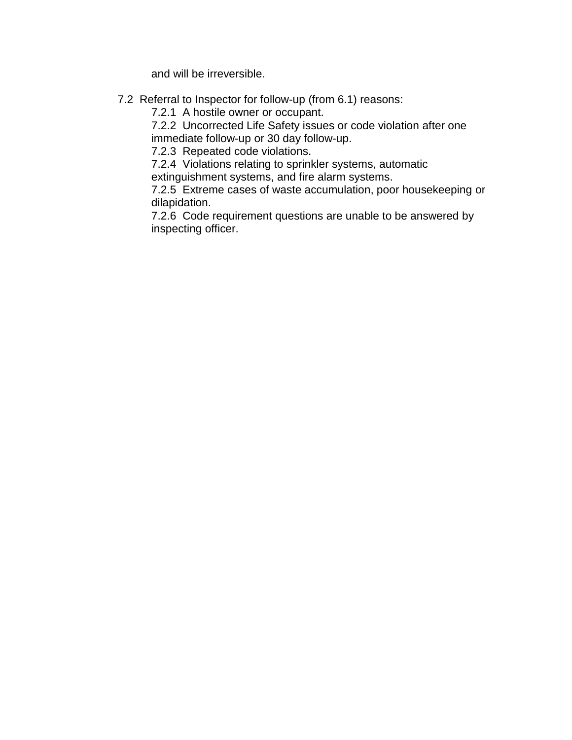and will be irreversible.

7.2 Referral to Inspector for follow-up (from 6.1) reasons:

- 7.2.1 A hostile owner or occupant.
- 7.2.2 Uncorrected Life Safety issues or code violation after one immediate follow-up or 30 day follow-up.
- 7.2.3 Repeated code violations.
- 7.2.4 Violations relating to sprinkler systems, automatic extinguishment systems, and fire alarm systems.
- 7.2.5 Extreme cases of waste accumulation, poor housekeeping or dilapidation.
- 7.2.6 Code requirement questions are unable to be answered by inspecting officer.